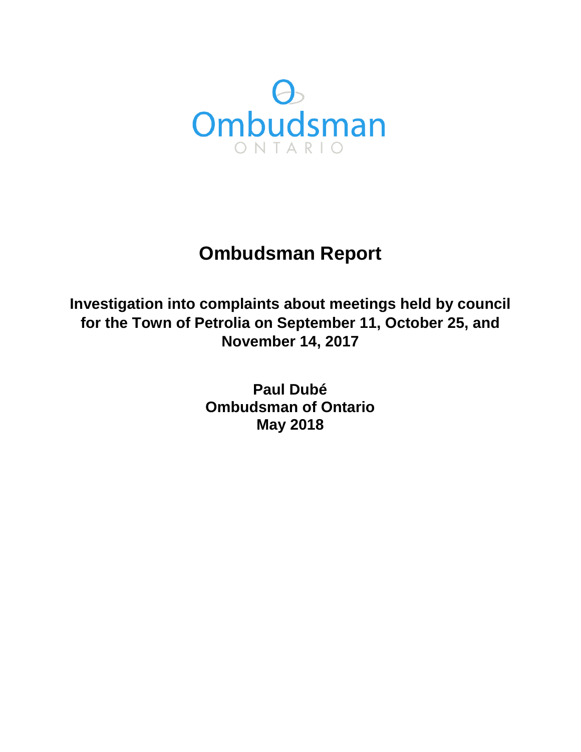Ombudsman

ONTARIO

# Ombudsman Report

## Investigation into complaints about meetings held by council for the Town of Petrolia on September 11, October 25, and November 14, 2017

**Paul Dubé**
**Ombudsman of Ontario**
**May 2018**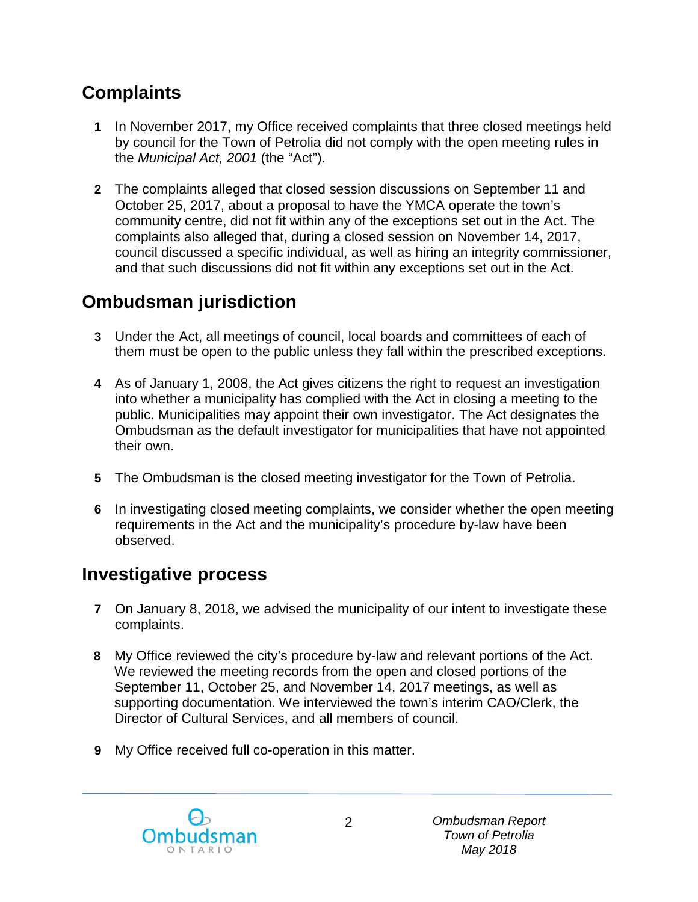## Complaints

**1** In November 2017, my Office received complaints that three closed meetings held by council for the Town of Petrolia did not comply with the open meeting rules in the *Municipal Act, 2001* (the "Act").

**2** The complaints alleged that closed session discussions on September 11 and October 25, 2017, about a proposal to have the YMCA operate the town's community centre, did not fit within any of the exceptions set out in the Act. The complaints also alleged that, during a closed session on November 14, 2017, council discussed a specific individual, as well as hiring an integrity commissioner, and that such discussions did not fit within any exceptions set out in the Act.

## Ombudsman jurisdiction

**3** Under the Act, all meetings of council, local boards and committees of each of them must be open to the public unless they fall within the prescribed exceptions.

**4** As of January 1, 2008, the Act gives citizens the right to request an investigation into whether a municipality has complied with the Act in closing a meeting to the public. Municipalities may appoint their own investigator. The Act designates the Ombudsman as the default investigator for municipalities that have not appointed their own.

**5** The Ombudsman is the closed meeting investigator for the Town of Petrolia.

**6** In investigating closed meeting complaints, we consider whether the open meeting requirements in the Act and the municipality's procedure by-law have been observed.

## Investigative process

**7** On January 8, 2018, we advised the municipality of our intent to investigate these complaints.

**8** My Office reviewed the city's procedure by-law and relevant portions of the Act. We reviewed the meeting records from the open and closed portions of the September 11, October 25, and November 14, 2017 meetings, as well as supporting documentation. We interviewed the town's interim CAO/Clerk, the Director of Cultural Services, and all members of council.

**9** My Office received full co-operation in this matter.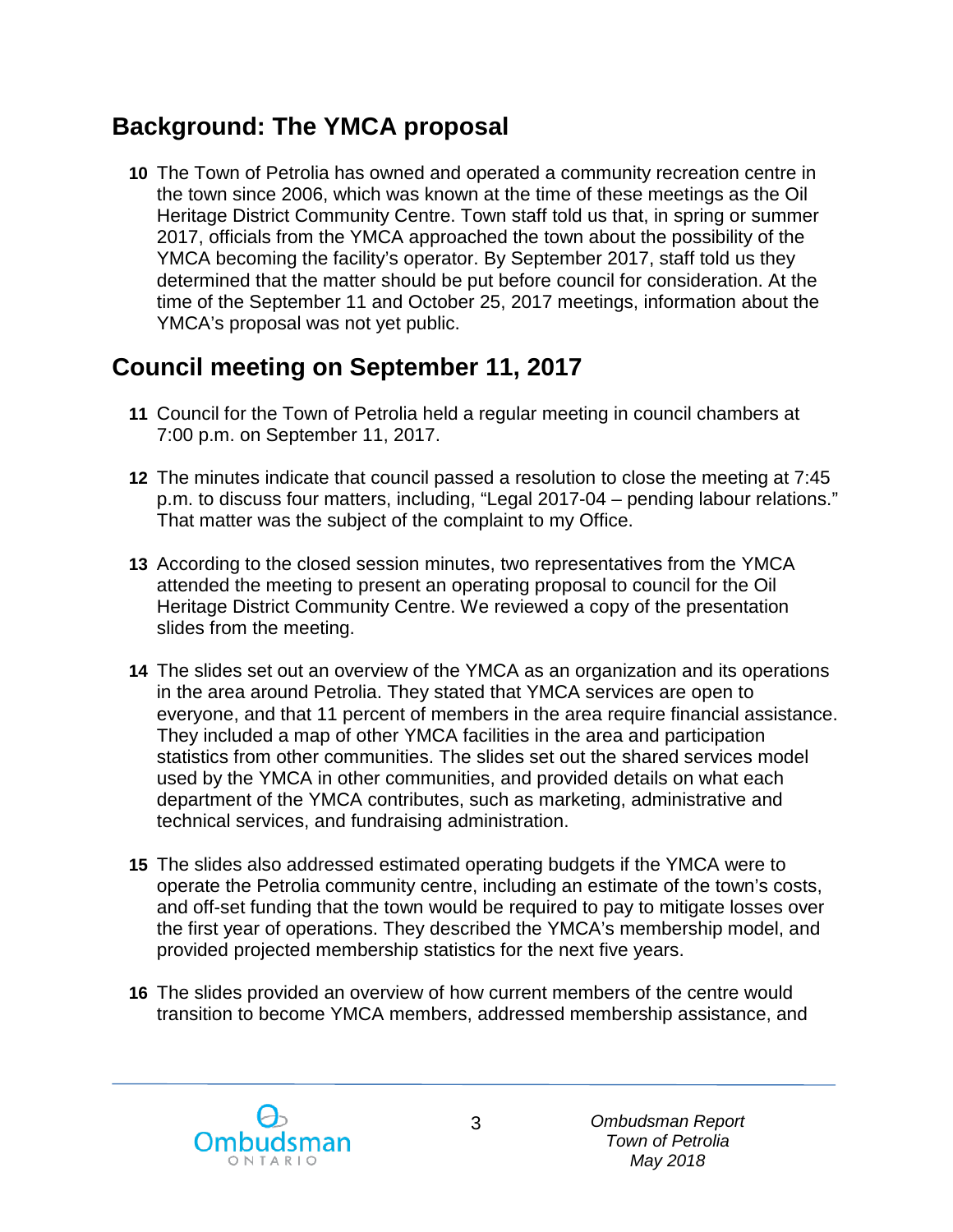## Background: The YMCA proposal

**10** The Town of Petrolia has owned and operated a community recreation centre in the town since 2006, which was known at the time of these meetings as the Oil Heritage District Community Centre. Town staff told us that, in spring or summer 2017, officials from the YMCA approached the town about the possibility of the YMCA becoming the facility's operator. By September 2017, staff told us they determined that the matter should be put before council for consideration. At the time of the September 11 and October 25, 2017 meetings, information about the YMCA's proposal was not yet public.

## Council meeting on September 11, 2017

**11** Council for the Town of Petrolia held a regular meeting in council chambers at 7:00 p.m. on September 11, 2017.

**12** The minutes indicate that council passed a resolution to close the meeting at 7:45 p.m. to discuss four matters, including, "Legal 2017-04 – pending labour relations." That matter was the subject of the complaint to my Office.

**13** According to the closed session minutes, two representatives from the YMCA attended the meeting to present an operating proposal to council for the Oil Heritage District Community Centre. We reviewed a copy of the presentation slides from the meeting.

**14** The slides set out an overview of the YMCA as an organization and its operations in the area around Petrolia. They stated that YMCA services are open to everyone, and that 11 percent of members in the area require financial assistance. They included a map of other YMCA facilities in the area and participation statistics from other communities. The slides set out the shared services model used by the YMCA in other communities, and provided details on what each department of the YMCA contributes, such as marketing, administrative and technical services, and fundraising administration.

**15** The slides also addressed estimated operating budgets if the YMCA were to operate the Petrolia community centre, including an estimate of the town's costs, and off-set funding that the town would be required to pay to mitigate losses over the first year of operations. They described the YMCA's membership model, and provided projected membership statistics for the next five years.

**16** The slides provided an overview of how current members of the centre would transition to become YMCA members, addressed membership assistance, and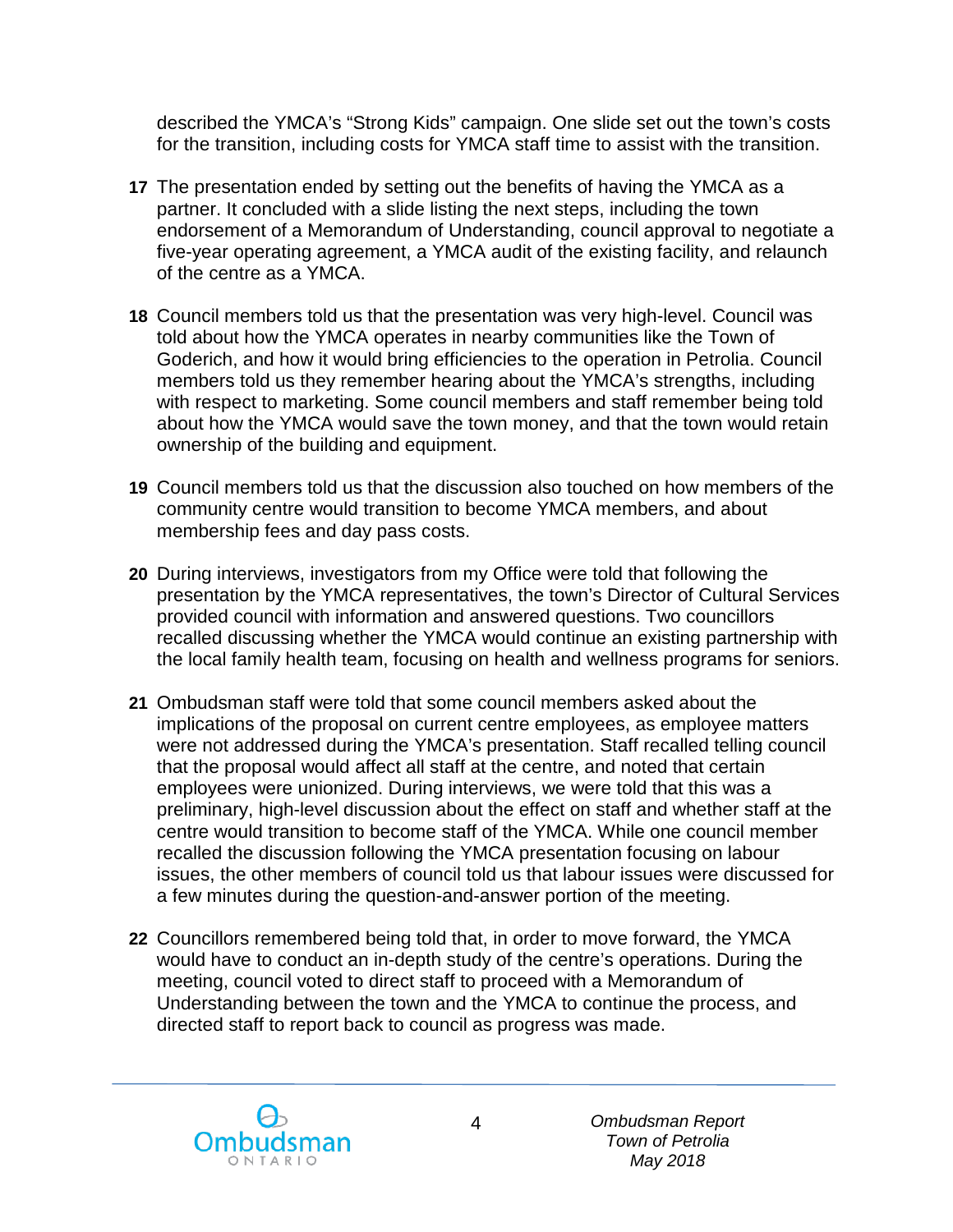described the YMCA's "Strong Kids" campaign. One slide set out the town's costs for the transition, including costs for YMCA staff time to assist with the transition.

**17** The presentation ended by setting out the benefits of having the YMCA as a partner. It concluded with a slide listing the next steps, including the town endorsement of a Memorandum of Understanding, council approval to negotiate a five-year operating agreement, a YMCA audit of the existing facility, and relaunch of the centre as a YMCA.

**18** Council members told us that the presentation was very high-level. Council was told about how the YMCA operates in nearby communities like the Town of Goderich, and how it would bring efficiencies to the operation in Petrolia. Council members told us they remember hearing about the YMCA's strengths, including with respect to marketing. Some council members and staff remember being told about how the YMCA would save the town money, and that the town would retain ownership of the building and equipment.

**19** Council members told us that the discussion also touched on how members of the community centre would transition to become YMCA members, and about membership fees and day pass costs.

**20** During interviews, investigators from my Office were told that following the presentation by the YMCA representatives, the town's Director of Cultural Services provided council with information and answered questions. Two councillors recalled discussing whether the YMCA would continue an existing partnership with the local family health team, focusing on health and wellness programs for seniors.

**21** Ombudsman staff were told that some council members asked about the implications of the proposal on current centre employees, as employee matters were not addressed during the YMCA's presentation. Staff recalled telling council that the proposal would affect all staff at the centre, and noted that certain employees were unionized. During interviews, we were told that this was a preliminary, high-level discussion about the effect on staff and whether staff at the centre would transition to become staff of the YMCA. While one council member recalled the discussion following the YMCA presentation focusing on labour issues, the other members of council told us that labour issues were discussed for a few minutes during the question-and-answer portion of the meeting.

**22** Councillors remembered being told that, in order to move forward, the YMCA would have to conduct an in-depth study of the centre's operations. During the meeting, council voted to direct staff to proceed with a Memorandum of Understanding between the town and the YMCA to continue the process, and directed staff to report back to council as progress was made.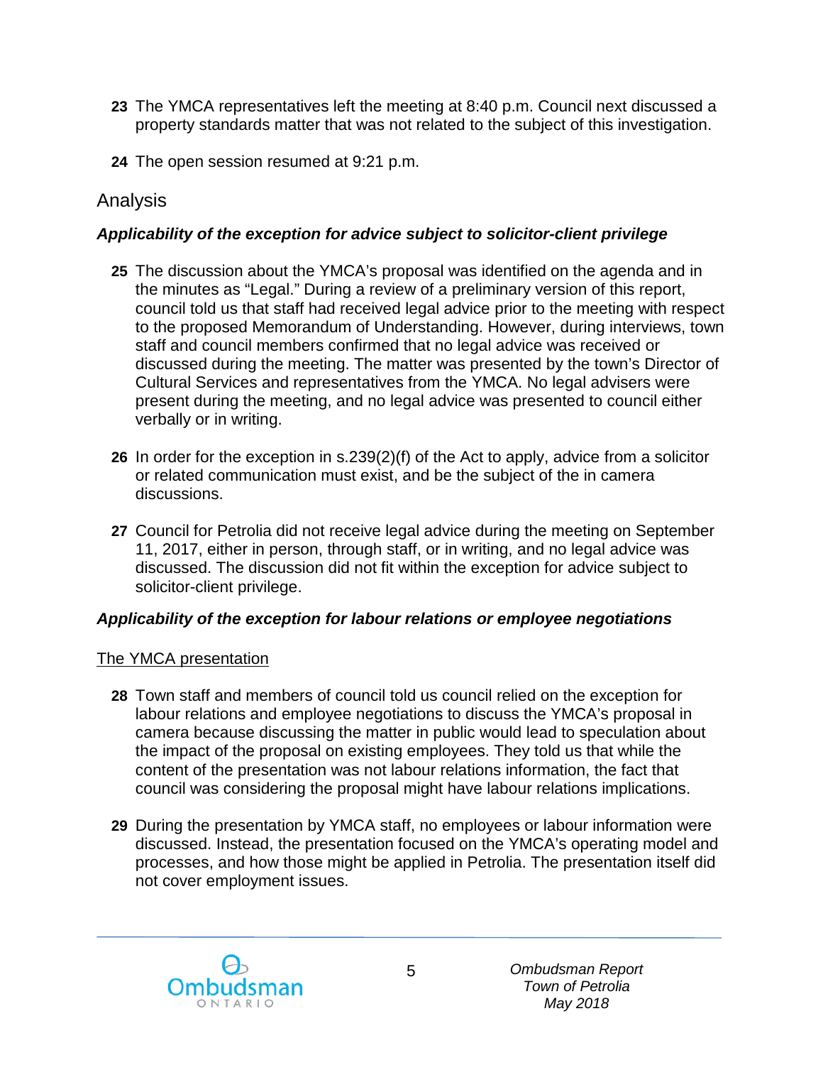**23** The YMCA representatives left the meeting at 8:40 p.m. Council next discussed a property standards matter that was not related to the subject of this investigation.

**24** The open session resumed at 9:21 p.m.

## Analysis

### *Applicability of the exception for advice subject to solicitor-client privilege*

**25** The discussion about the YMCA's proposal was identified on the agenda and in the minutes as "Legal." During a review of a preliminary version of this report, council told us that staff had received legal advice prior to the meeting with respect to the proposed Memorandum of Understanding. However, during interviews, town staff and council members confirmed that no legal advice was received or discussed during the meeting. The matter was presented by the town's Director of Cultural Services and representatives from the YMCA. No legal advisers were present during the meeting, and no legal advice was presented to council either verbally or in writing.

**26** In order for the exception in s.239(2)(f) of the Act to apply, advice from a solicitor or related communication must exist, and be the subject of the in camera discussions.

**27** Council for Petrolia did not receive legal advice during the meeting on September 11, 2017, either in person, through staff, or in writing, and no legal advice was discussed. The discussion did not fit within the exception for advice subject to solicitor-client privilege.

### *Applicability of the exception for labour relations or employee negotiations*

<u>The YMCA presentation</u>

**28** Town staff and members of council told us council relied on the exception for labour relations and employee negotiations to discuss the YMCA's proposal in camera because discussing the matter in public would lead to speculation about the impact of the proposal on existing employees. They told us that while the content of the presentation was not labour relations information, the fact that council was considering the proposal might have labour relations implications.

**29** During the presentation by YMCA staff, no employees or labour information were discussed. Instead, the presentation focused on the YMCA's operating model and processes, and how those might be applied in Petrolia. The presentation itself did not cover employment issues.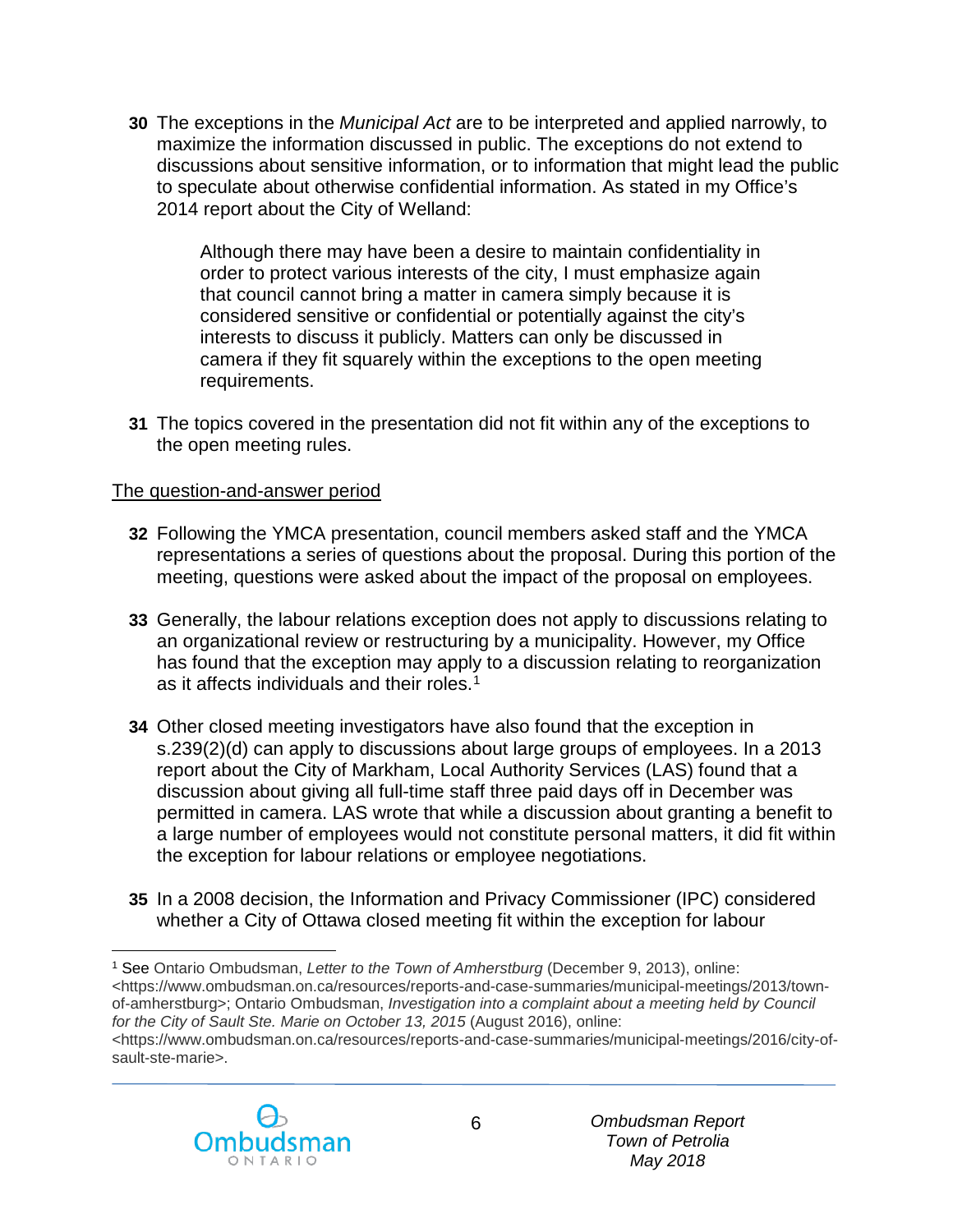**30** The exceptions in the *Municipal Act* are to be interpreted and applied narrowly, to maximize the information discussed in public. The exceptions do not extend to discussions about sensitive information, or to information that might lead the public to speculate about otherwise confidential information. As stated in my Office's 2014 report about the City of Welland:

> Although there may have been a desire to maintain confidentiality in order to protect various interests of the city, I must emphasize again that council cannot bring a matter in camera simply because it is considered sensitive or confidential or potentially against the city's interests to discuss it publicly. Matters can only be discussed in camera if they fit squarely within the exceptions to the open meeting requirements.

**31** The topics covered in the presentation did not fit within any of the exceptions to the open meeting rules.

<u>The question-and-answer period</u>

**32** Following the YMCA presentation, council members asked staff and the YMCA representations a series of questions about the proposal. During this portion of the meeting, questions were asked about the impact of the proposal on employees.

**33** Generally, the labour relations exception does not apply to discussions relating to an organizational review or restructuring by a municipality. However, my Office has found that the exception may apply to a discussion relating to reorganization as it affects individuals and their roles.[1]

**34** Other closed meeting investigators have also found that the exception in s.239(2)(d) can apply to discussions about large groups of employees. In a 2013 report about the City of Markham, Local Authority Services (LAS) found that a discussion about giving all full-time staff three paid days off in December was permitted in camera. LAS wrote that while a discussion about granting a benefit to a large number of employees would not constitute personal matters, it did fit within the exception for labour relations or employee negotiations.

**35** In a 2008 decision, the Information and Privacy Commissioner (IPC) considered whether a City of Ottawa closed meeting fit within the exception for labour

---

[1] See Ontario Ombudsman, *Letter to the Town of Amherstburg* (December 9, 2013), online: <https://www.ombudsman.on.ca/resources/reports-and-case-summaries/municipal-meetings/2013/town-of-amherstburg>; Ontario Ombudsman, *Investigation into a complaint about a meeting held by Council for the City of Sault Ste. Marie on October 13, 2015* (August 2016), online: <https://www.ombudsman.on.ca/resources/reports-and-case-summaries/municipal-meetings/2016/city-of-sault-ste-marie>.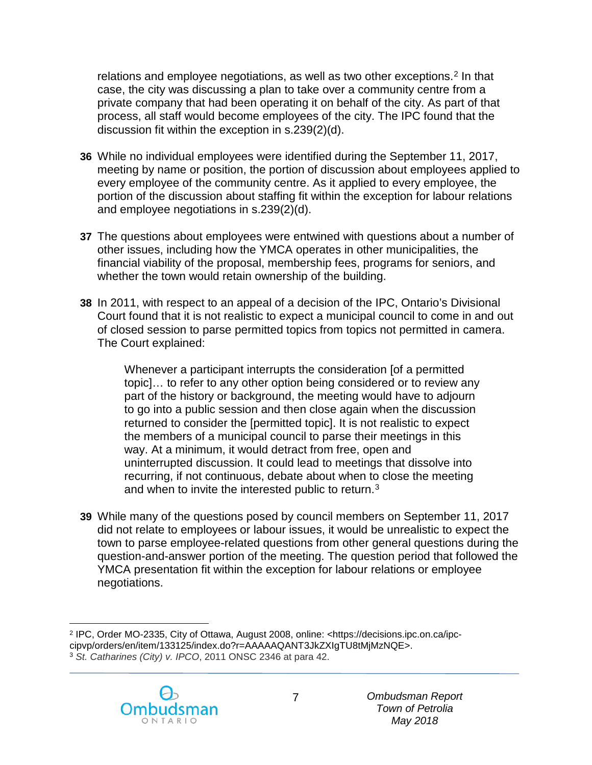relations and employee negotiations, as well as two other exceptions.[2] In that case, the city was discussing a plan to take over a community centre from a private company that had been operating it on behalf of the city. As part of that process, all staff would become employees of the city. The IPC found that the discussion fit within the exception in s.239(2)(d).

**36** While no individual employees were identified during the September 11, 2017, meeting by name or position, the portion of discussion about employees applied to every employee of the community centre. As it applied to every employee, the portion of the discussion about staffing fit within the exception for labour relations and employee negotiations in s.239(2)(d).

**37** The questions about employees were entwined with questions about a number of other issues, including how the YMCA operates in other municipalities, the financial viability of the proposal, membership fees, programs for seniors, and whether the town would retain ownership of the building.

**38** In 2011, with respect to an appeal of a decision of the IPC, Ontario's Divisional Court found that it is not realistic to expect a municipal council to come in and out of closed session to parse permitted topics from topics not permitted in camera. The Court explained:

> Whenever a participant interrupts the consideration [of a permitted topic]… to refer to any other option being considered or to review any part of the history or background, the meeting would have to adjourn to go into a public session and then close again when the discussion returned to consider the [permitted topic]. It is not realistic to expect the members of a municipal council to parse their meetings in this way. At a minimum, it would detract from free, open and uninterrupted discussion. It could lead to meetings that dissolve into recurring, if not continuous, debate about when to close the meeting and when to invite the interested public to return.[3]

**39** While many of the questions posed by council members on September 11, 2017 did not relate to employees or labour issues, it would be unrealistic to expect the town to parse employee-related questions from other general questions during the question-and-answer portion of the meeting. The question period that followed the YMCA presentation fit within the exception for labour relations or employee negotiations.

---

[2] IPC, Order MO-2335, City of Ottawa, August 2008, online: <https://decisions.ipc.on.ca/ipc-cipvp/orders/en/item/133125/index.do?r=AAAAAQANT3JkZXIgTU8tMjMzNQE>.

[3] *St. Catharines (City) v. IPCO*, 2011 ONSC 2346 at para 42.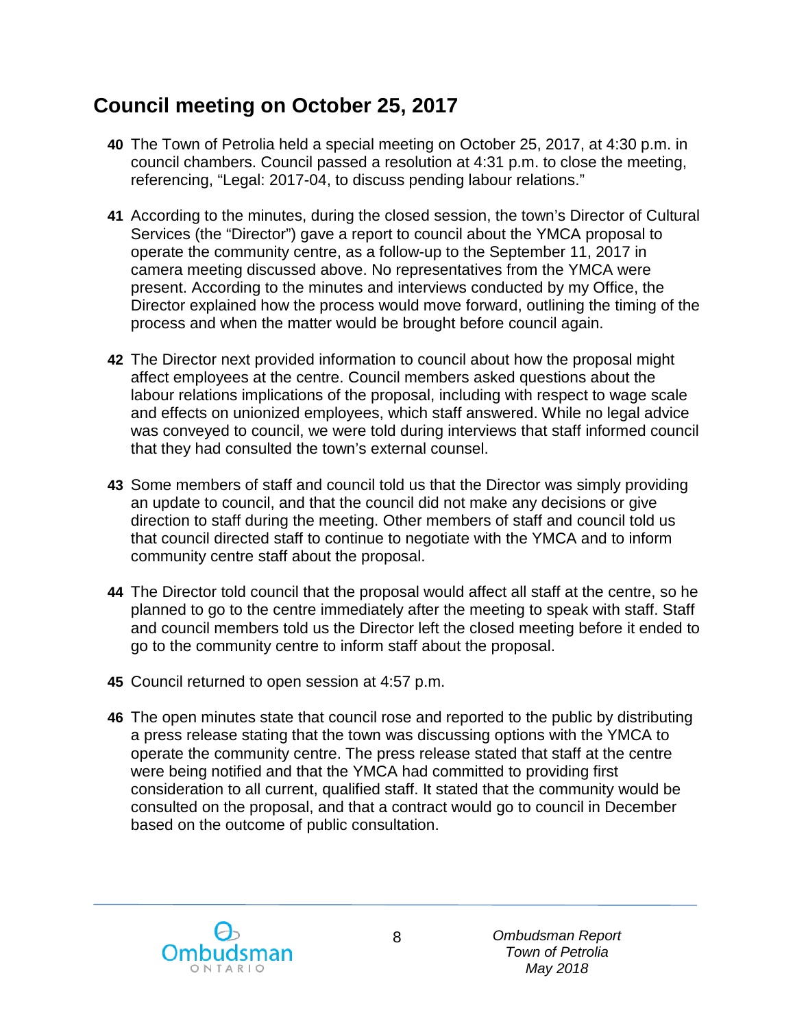## Council meeting on October 25, 2017

**40** The Town of Petrolia held a special meeting on October 25, 2017, at 4:30 p.m. in council chambers. Council passed a resolution at 4:31 p.m. to close the meeting, referencing, "Legal: 2017-04, to discuss pending labour relations."

**41** According to the minutes, during the closed session, the town's Director of Cultural Services (the "Director") gave a report to council about the YMCA proposal to operate the community centre, as a follow-up to the September 11, 2017 in camera meeting discussed above. No representatives from the YMCA were present. According to the minutes and interviews conducted by my Office, the Director explained how the process would move forward, outlining the timing of the process and when the matter would be brought before council again.

**42** The Director next provided information to council about how the proposal might affect employees at the centre. Council members asked questions about the labour relations implications of the proposal, including with respect to wage scale and effects on unionized employees, which staff answered. While no legal advice was conveyed to council, we were told during interviews that staff informed council that they had consulted the town's external counsel.

**43** Some members of staff and council told us that the Director was simply providing an update to council, and that the council did not make any decisions or give direction to staff during the meeting. Other members of staff and council told us that council directed staff to continue to negotiate with the YMCA and to inform community centre staff about the proposal.

**44** The Director told council that the proposal would affect all staff at the centre, so he planned to go to the centre immediately after the meeting to speak with staff. Staff and council members told us the Director left the closed meeting before it ended to go to the community centre to inform staff about the proposal.

**45** Council returned to open session at 4:57 p.m.

**46** The open minutes state that council rose and reported to the public by distributing a press release stating that the town was discussing options with the YMCA to operate the community centre. The press release stated that staff at the centre were being notified and that the YMCA had committed to providing first consideration to all current, qualified staff. It stated that the community would be consulted on the proposal, and that a contract would go to council in December based on the outcome of public consultation.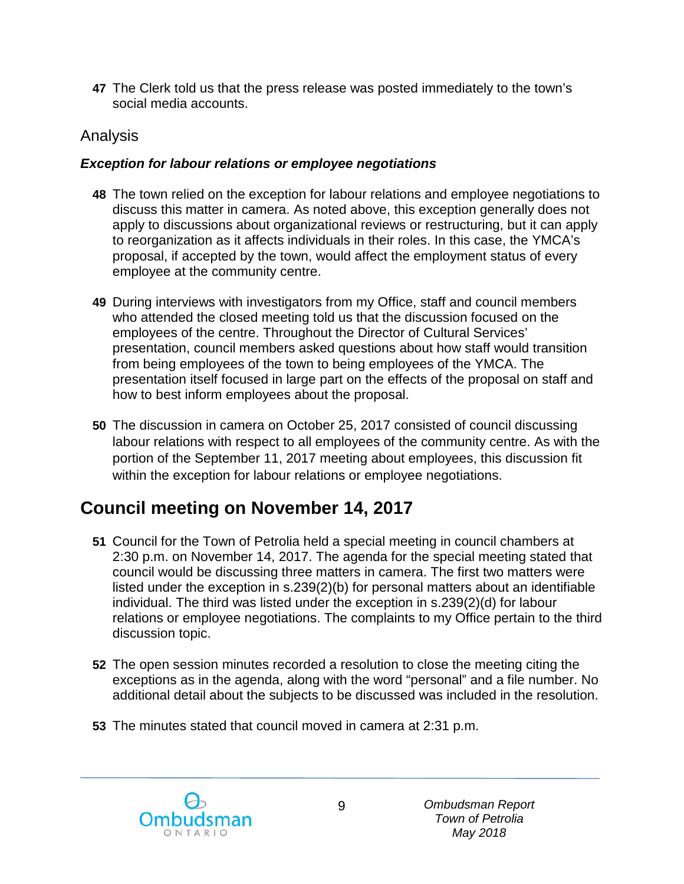**47** The Clerk told us that the press release was posted immediately to the town's social media accounts.

### Analysis

#### ***Exception for labour relations or employee negotiations***

**48** The town relied on the exception for labour relations and employee negotiations to discuss this matter in camera. As noted above, this exception generally does not apply to discussions about organizational reviews or restructuring, but it can apply to reorganization as it affects individuals in their roles. In this case, the YMCA's proposal, if accepted by the town, would affect the employment status of every employee at the community centre.

**49** During interviews with investigators from my Office, staff and council members who attended the closed meeting told us that the discussion focused on the employees of the centre. Throughout the Director of Cultural Services' presentation, council members asked questions about how staff would transition from being employees of the town to being employees of the YMCA. The presentation itself focused in large part on the effects of the proposal on staff and how to best inform employees about the proposal.

**50** The discussion in camera on October 25, 2017 consisted of council discussing labour relations with respect to all employees of the community centre. As with the portion of the September 11, 2017 meeting about employees, this discussion fit within the exception for labour relations or employee negotiations.

## Council meeting on November 14, 2017

**51** Council for the Town of Petrolia held a special meeting in council chambers at 2:30 p.m. on November 14, 2017. The agenda for the special meeting stated that council would be discussing three matters in camera. The first two matters were listed under the exception in s.239(2)(b) for personal matters about an identifiable individual. The third was listed under the exception in s.239(2)(d) for labour relations or employee negotiations. The complaints to my Office pertain to the third discussion topic.

**52** The open session minutes recorded a resolution to close the meeting citing the exceptions as in the agenda, along with the word "personal" and a file number. No additional detail about the subjects to be discussed was included in the resolution.

**53** The minutes stated that council moved in camera at 2:31 p.m.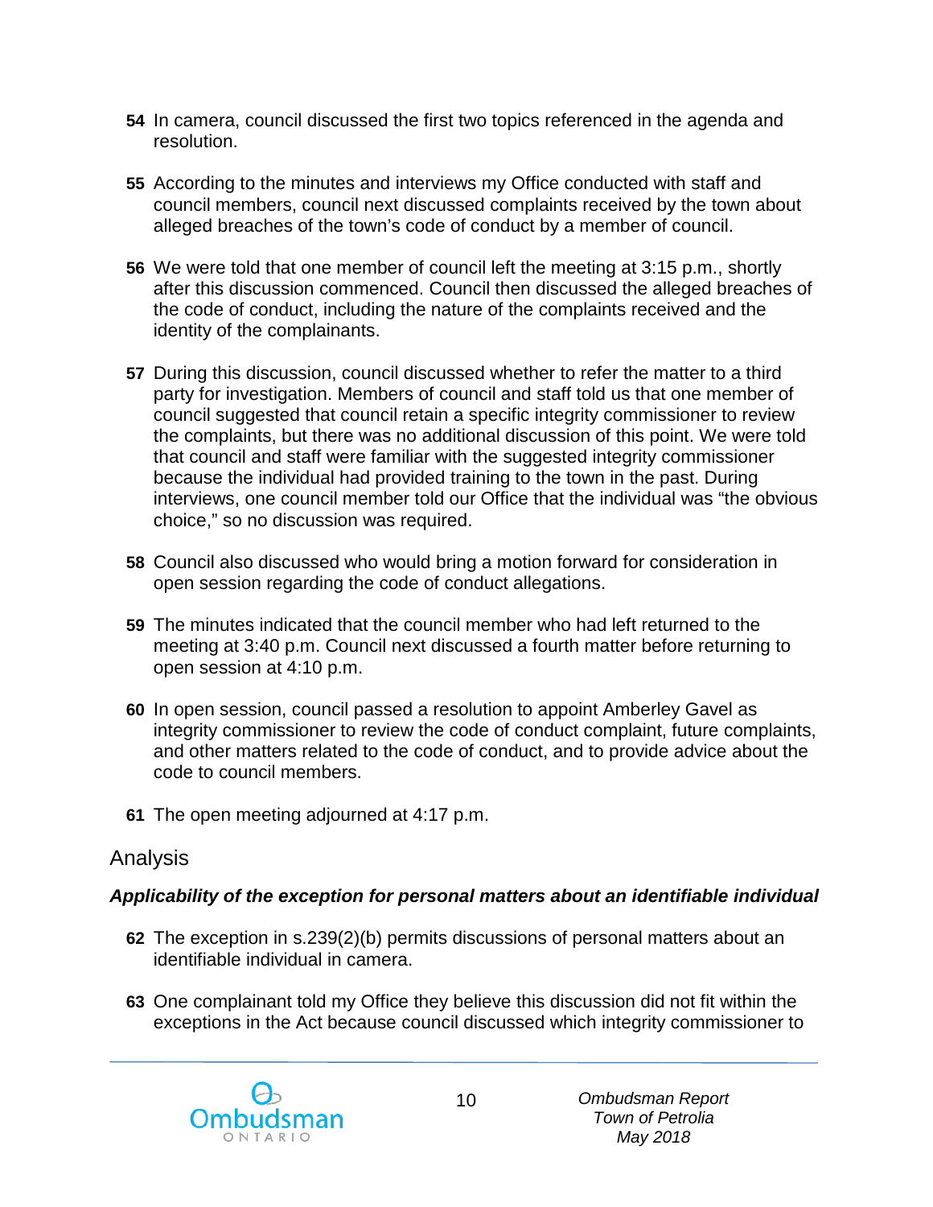**54** In camera, council discussed the first two topics referenced in the agenda and resolution.

**55** According to the minutes and interviews my Office conducted with staff and council members, council next discussed complaints received by the town about alleged breaches of the town's code of conduct by a member of council.

**56** We were told that one member of council left the meeting at 3:15 p.m., shortly after this discussion commenced. Council then discussed the alleged breaches of the code of conduct, including the nature of the complaints received and the identity of the complainants.

**57** During this discussion, council discussed whether to refer the matter to a third party for investigation. Members of council and staff told us that one member of council suggested that council retain a specific integrity commissioner to review the complaints, but there was no additional discussion of this point. We were told that council and staff were familiar with the suggested integrity commissioner because the individual had provided training to the town in the past. During interviews, one council member told our Office that the individual was "the obvious choice," so no discussion was required.

**58** Council also discussed who would bring a motion forward for consideration in open session regarding the code of conduct allegations.

**59** The minutes indicated that the council member who had left returned to the meeting at 3:40 p.m. Council next discussed a fourth matter before returning to open session at 4:10 p.m.

**60** In open session, council passed a resolution to appoint Amberley Gavel as integrity commissioner to review the code of conduct complaint, future complaints, and other matters related to the code of conduct, and to provide advice about the code to council members.

**61** The open meeting adjourned at 4:17 p.m.

## Analysis

### *Applicability of the exception for personal matters about an identifiable individual*

**62** The exception in s.239(2)(b) permits discussions of personal matters about an identifiable individual in camera.

**63** One complainant told my Office they believe this discussion did not fit within the exceptions in the Act because council discussed which integrity commissioner to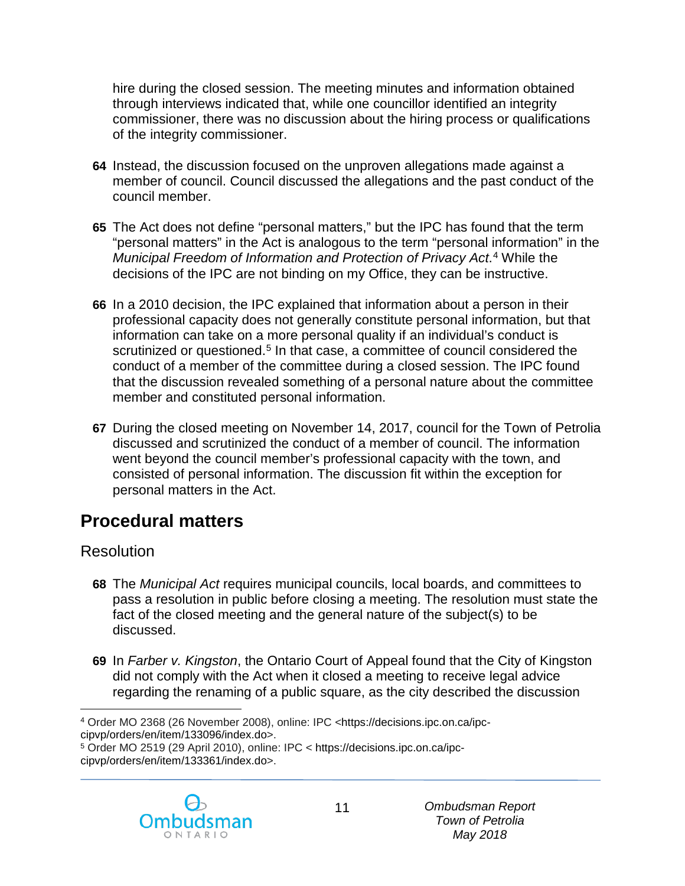hire during the closed session. The meeting minutes and information obtained through interviews indicated that, while one councillor identified an integrity commissioner, there was no discussion about the hiring process or qualifications of the integrity commissioner.

**64** Instead, the discussion focused on the unproven allegations made against a member of council. Council discussed the allegations and the past conduct of the council member.

**65** The Act does not define "personal matters," but the IPC has found that the term "personal matters" in the Act is analogous to the term "personal information" in the *Municipal Freedom of Information and Protection of Privacy Act*.[4] While the decisions of the IPC are not binding on my Office, they can be instructive.

**66** In a 2010 decision, the IPC explained that information about a person in their professional capacity does not generally constitute personal information, but that information can take on a more personal quality if an individual's conduct is scrutinized or questioned.[5] In that case, a committee of council considered the conduct of a member of the committee during a closed session. The IPC found that the discussion revealed something of a personal nature about the committee member and constituted personal information.

**67** During the closed meeting on November 14, 2017, council for the Town of Petrolia discussed and scrutinized the conduct of a member of council. The information went beyond the council member's professional capacity with the town, and consisted of personal information. The discussion fit within the exception for personal matters in the Act.

## Procedural matters

### Resolution

**68** The *Municipal Act* requires municipal councils, local boards, and committees to pass a resolution in public before closing a meeting. The resolution must state the fact of the closed meeting and the general nature of the subject(s) to be discussed.

**69** In *Farber v. Kingston*, the Ontario Court of Appeal found that the City of Kingston did not comply with the Act when it closed a meeting to receive legal advice regarding the renaming of a public square, as the city described the discussion

---

[4] Order MO 2368 (26 November 2008), online: IPC <https://decisions.ipc.on.ca/ipc-cipvp/orders/en/item/133096/index.do>.

[5] Order MO 2519 (29 April 2010), online: IPC < https://decisions.ipc.on.ca/ipc-cipvp/orders/en/item/133361/index.do>.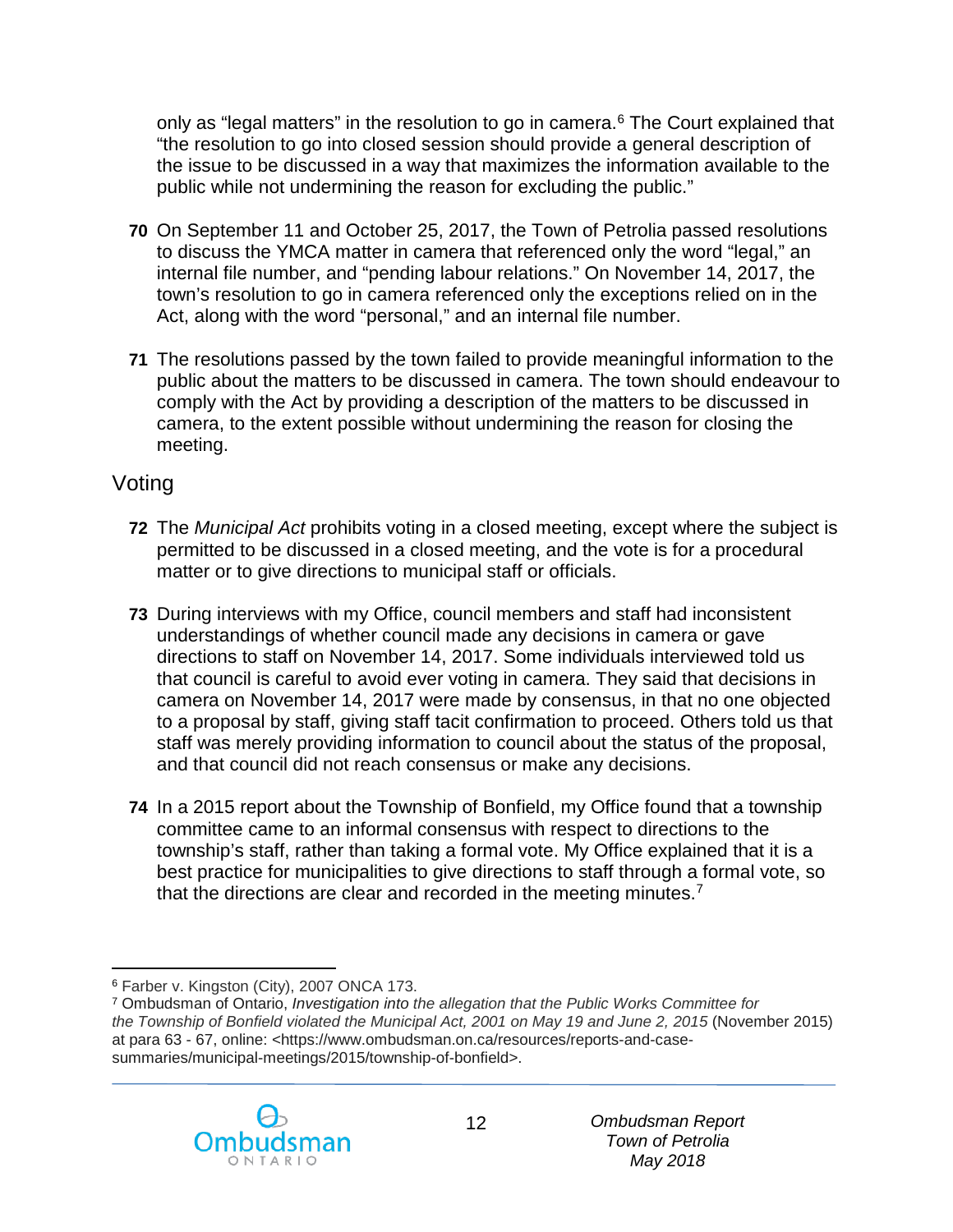only as "legal matters" in the resolution to go in camera.[6] The Court explained that "the resolution to go into closed session should provide a general description of the issue to be discussed in a way that maximizes the information available to the public while not undermining the reason for excluding the public."

**70** On September 11 and October 25, 2017, the Town of Petrolia passed resolutions to discuss the YMCA matter in camera that referenced only the word "legal," an internal file number, and "pending labour relations." On November 14, 2017, the town's resolution to go in camera referenced only the exceptions relied on in the Act, along with the word "personal," and an internal file number.

**71** The resolutions passed by the town failed to provide meaningful information to the public about the matters to be discussed in camera. The town should endeavour to comply with the Act by providing a description of the matters to be discussed in camera, to the extent possible without undermining the reason for closing the meeting.

## Voting

**72** The *Municipal Act* prohibits voting in a closed meeting, except where the subject is permitted to be discussed in a closed meeting, and the vote is for a procedural matter or to give directions to municipal staff or officials.

**73** During interviews with my Office, council members and staff had inconsistent understandings of whether council made any decisions in camera or gave directions to staff on November 14, 2017. Some individuals interviewed told us that council is careful to avoid ever voting in camera. They said that decisions in camera on November 14, 2017 were made by consensus, in that no one objected to a proposal by staff, giving staff tacit confirmation to proceed. Others told us that staff was merely providing information to council about the status of the proposal, and that council did not reach consensus or make any decisions.

**74** In a 2015 report about the Township of Bonfield, my Office found that a township committee came to an informal consensus with respect to directions to the township's staff, rather than taking a formal vote. My Office explained that it is a best practice for municipalities to give directions to staff through a formal vote, so that the directions are clear and recorded in the meeting minutes.[7]

---

[6] Farber v. Kingston (City), 2007 ONCA 173.

[7] Ombudsman of Ontario, *Investigation into the allegation that the Public Works Committee for the Township of Bonfield violated the Municipal Act, 2001 on May 19 and June 2, 2015* (November 2015) at para 63 - 67, online: <https://www.ombudsman.on.ca/resources/reports-and-case-summaries/municipal-meetings/2015/township-of-bonfield>.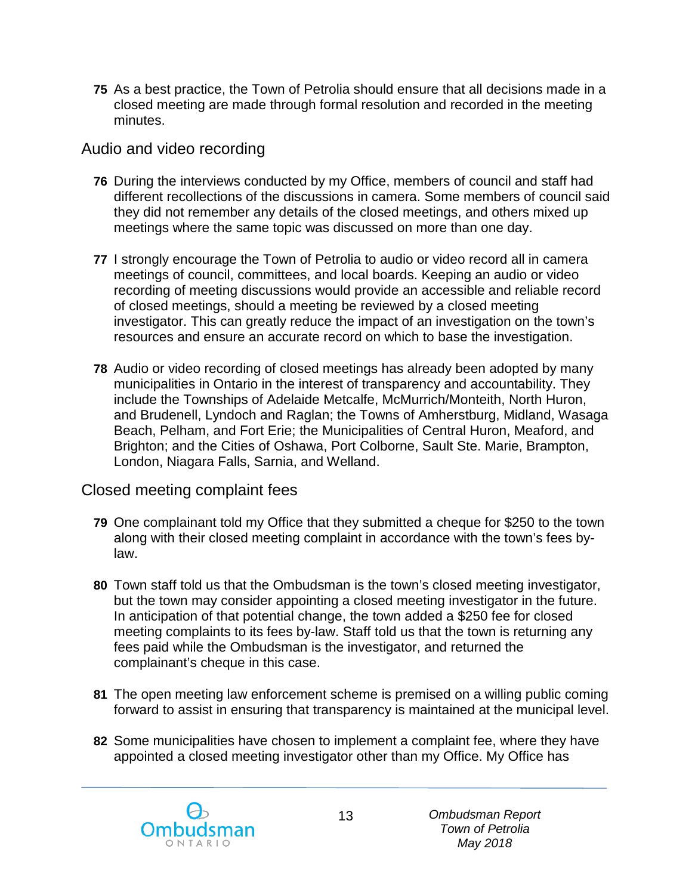**75** As a best practice, the Town of Petrolia should ensure that all decisions made in a closed meeting are made through formal resolution and recorded in the meeting minutes.

## Audio and video recording

**76** During the interviews conducted by my Office, members of council and staff had different recollections of the discussions in camera. Some members of council said they did not remember any details of the closed meetings, and others mixed up meetings where the same topic was discussed on more than one day.

**77** I strongly encourage the Town of Petrolia to audio or video record all in camera meetings of council, committees, and local boards. Keeping an audio or video recording of meeting discussions would provide an accessible and reliable record of closed meetings, should a meeting be reviewed by a closed meeting investigator. This can greatly reduce the impact of an investigation on the town's resources and ensure an accurate record on which to base the investigation.

**78** Audio or video recording of closed meetings has already been adopted by many municipalities in Ontario in the interest of transparency and accountability. They include the Townships of Adelaide Metcalfe, McMurrich/Monteith, North Huron, and Brudenell, Lyndoch and Raglan; the Towns of Amherstburg, Midland, Wasaga Beach, Pelham, and Fort Erie; the Municipalities of Central Huron, Meaford, and Brighton; and the Cities of Oshawa, Port Colborne, Sault Ste. Marie, Brampton, London, Niagara Falls, Sarnia, and Welland.

## Closed meeting complaint fees

**79** One complainant told my Office that they submitted a cheque for $250 to the town along with their closed meeting complaint in accordance with the town's fees by-law.

**80** Town staff told us that the Ombudsman is the town's closed meeting investigator, but the town may consider appointing a closed meeting investigator in the future. In anticipation of that potential change, the town added a $250 fee for closed meeting complaints to its fees by-law. Staff told us that the town is returning any fees paid while the Ombudsman is the investigator, and returned the complainant's cheque in this case.

**81** The open meeting law enforcement scheme is premised on a willing public coming forward to assist in ensuring that transparency is maintained at the municipal level.

**82** Some municipalities have chosen to implement a complaint fee, where they have appointed a closed meeting investigator other than my Office. My Office has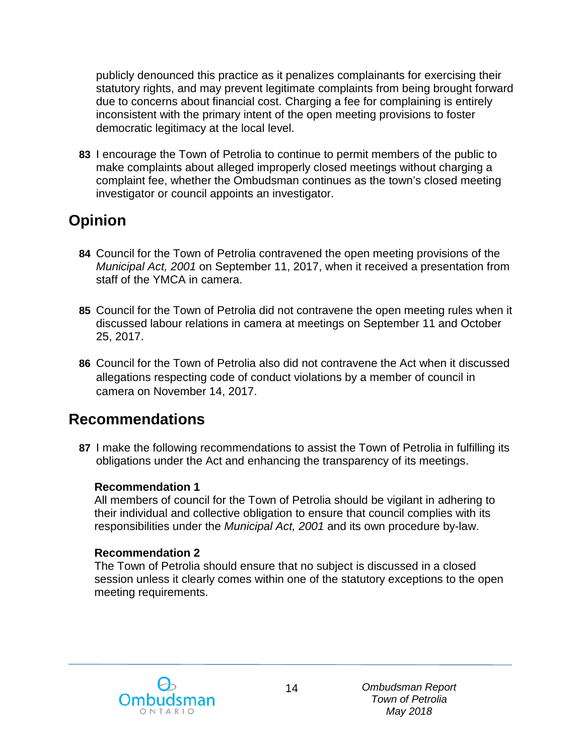publicly denounced this practice as it penalizes complainants for exercising their statutory rights, and may prevent legitimate complaints from being brought forward due to concerns about financial cost. Charging a fee for complaining is entirely inconsistent with the primary intent of the open meeting provisions to foster democratic legitimacy at the local level.

**83** I encourage the Town of Petrolia to continue to permit members of the public to make complaints about alleged improperly closed meetings without charging a complaint fee, whether the Ombudsman continues as the town's closed meeting investigator or council appoints an investigator.

## Opinion

**84** Council for the Town of Petrolia contravened the open meeting provisions of the *Municipal Act, 2001* on September 11, 2017, when it received a presentation from staff of the YMCA in camera.

**85** Council for the Town of Petrolia did not contravene the open meeting rules when it discussed labour relations in camera at meetings on September 11 and October 25, 2017.

**86** Council for the Town of Petrolia also did not contravene the Act when it discussed allegations respecting code of conduct violations by a member of council in camera on November 14, 2017.

## Recommendations

**87** I make the following recommendations to assist the Town of Petrolia in fulfilling its obligations under the Act and enhancing the transparency of its meetings.

**Recommendation 1**
All members of council for the Town of Petrolia should be vigilant in adhering to their individual and collective obligation to ensure that council complies with its responsibilities under the *Municipal Act, 2001* and its own procedure by-law.

**Recommendation 2**
The Town of Petrolia should ensure that no subject is discussed in a closed session unless it clearly comes within one of the statutory exceptions to the open meeting requirements.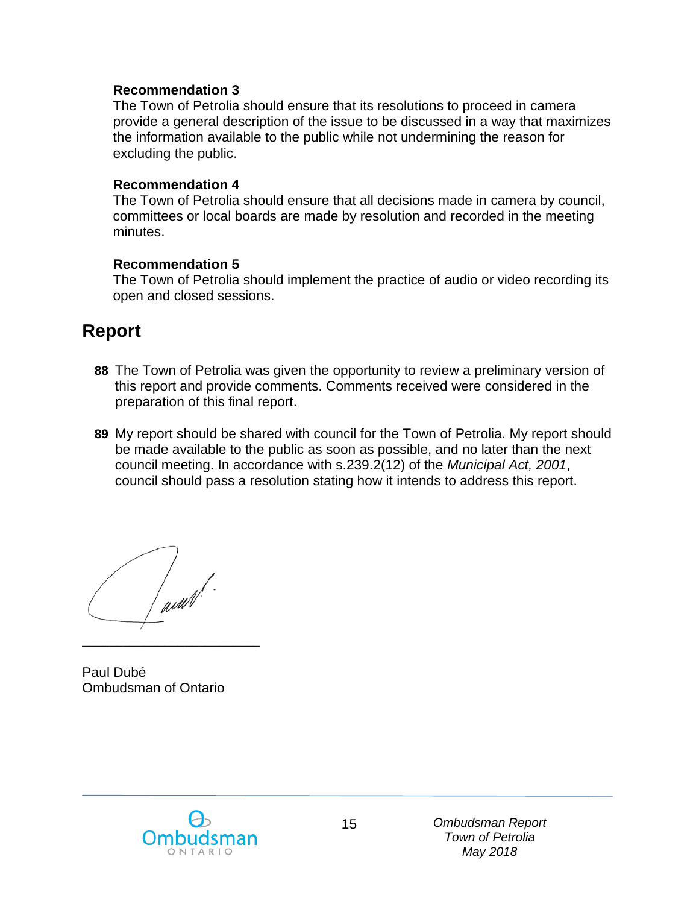**Recommendation 3**

The Town of Petrolia should ensure that its resolutions to proceed in camera provide a general description of the issue to be discussed in a way that maximizes the information available to the public while not undermining the reason for excluding the public.

**Recommendation 4**

The Town of Petrolia should ensure that all decisions made in camera by council, committees or local boards are made by resolution and recorded in the meeting minutes.

**Recommendation 5**

The Town of Petrolia should implement the practice of audio or video recording its open and closed sessions.

## Report

**88** The Town of Petrolia was given the opportunity to review a preliminary version of this report and provide comments. Comments received were considered in the preparation of this final report.

**89** My report should be shared with council for the Town of Petrolia. My report should be made available to the public as soon as possible, and no later than the next council meeting. In accordance with s.239.2(12) of the *Municipal Act, 2001*, council should pass a resolution stating how it intends to address this report.

\_\_\_\_\_\_\_\_\_\_\_\_\_\_\_\_\_\_\_\_\_\_\_\_

Paul Dubé
Ombudsman of Ontario